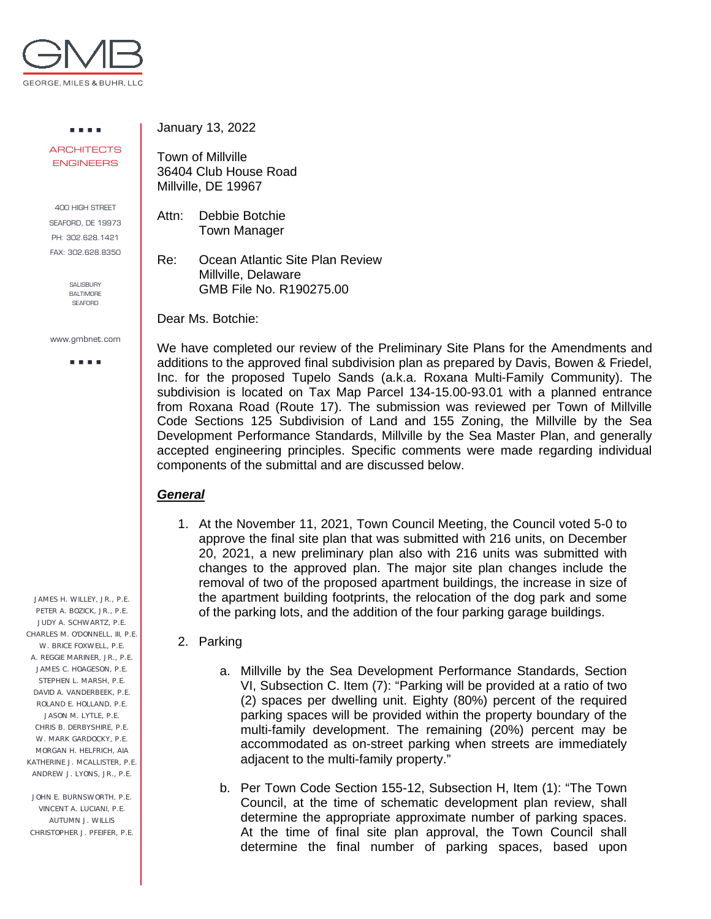GEORGE, MILES & BUHR, LLC

ARCHITECTS
ENGINEERS

400 HIGH STREET
SEAFORD, DE 19973
PH: 302.628.1421
FAX: 302.628.8350

SALISBURY
BALTIMORE
SEAFORD

www.gmbnet.com

JAMES H. WILLEY, JR., P.E.
PETER A. BOZICK, JR., P.E.
JUDY A. SCHWARTZ, P.E.
CHARLES M. O'DONNELL, III, P.E.
W. BRICE FOXWELL, P.E.
A. REGGIE MARINER, JR., P.E.
JAMES C. HOAGESON, P.E.
STEPHEN L. MARSH, P.E.
DAVID A. VANDERBEEK, P.E.
ROLAND E. HOLLAND, P.E.
JASON M. LYTLE, P.E.
CHRIS B. DERBYSHIRE, P.E.
W. MARK GARDOCKY, P.E.
MORGAN H. HELFRICH, AIA
KATHERINE J. MCALLISTER, P.E.
ANDREW J. LYONS, JR., P.E.

JOHN E. BURNSWORTH, P.E.
VINCENT A. LUCIANI, P.E.
AUTUMN J. WILLIS
CHRISTOPHER J. PFEIFER, P.E.

January 13, 2022

Town of Millville
36404 Club House Road
Millville, DE 19967

Attn: Debbie Botchie
Town Manager

Re: Ocean Atlantic Site Plan Review
Millville, Delaware
GMB File No. R190275.00

Dear Ms. Botchie:

We have completed our review of the Preliminary Site Plans for the Amendments and additions to the approved final subdivision plan as prepared by Davis, Bowen & Friedel, Inc. for the proposed Tupelo Sands (a.k.a. Roxana Multi-Family Community). The subdivision is located on Tax Map Parcel 134-15.00-93.01 with a planned entrance from Roxana Road (Route 17). The submission was reviewed per Town of Millville Code Sections 125 Subdivision of Land and 155 Zoning, the Millville by the Sea Development Performance Standards, Millville by the Sea Master Plan, and generally accepted engineering principles. Specific comments were made regarding individual components of the submittal and are discussed below.

***General***

1. At the November 11, 2021, Town Council Meeting, the Council voted 5-0 to approve the final site plan that was submitted with 216 units, on December 20, 2021, a new preliminary plan also with 216 units was submitted with changes to the approved plan. The major site plan changes include the removal of two of the proposed apartment buildings, the increase in size of the apartment building footprints, the relocation of the dog park and some of the parking lots, and the addition of the four parking garage buildings.

2. Parking

   a. Millville by the Sea Development Performance Standards, Section VI, Subsection C. Item (7): "Parking will be provided at a ratio of two (2) spaces per dwelling unit. Eighty (80%) percent of the required parking spaces will be provided within the property boundary of the multi-family development. The remaining (20%) percent may be accommodated as on-street parking when streets are immediately adjacent to the multi-family property."

   b. Per Town Code Section 155-12, Subsection H, Item (1): "The Town Council, at the time of schematic development plan review, shall determine the appropriate approximate number of parking spaces. At the time of final site plan approval, the Town Council shall determine the final number of parking spaces, based upon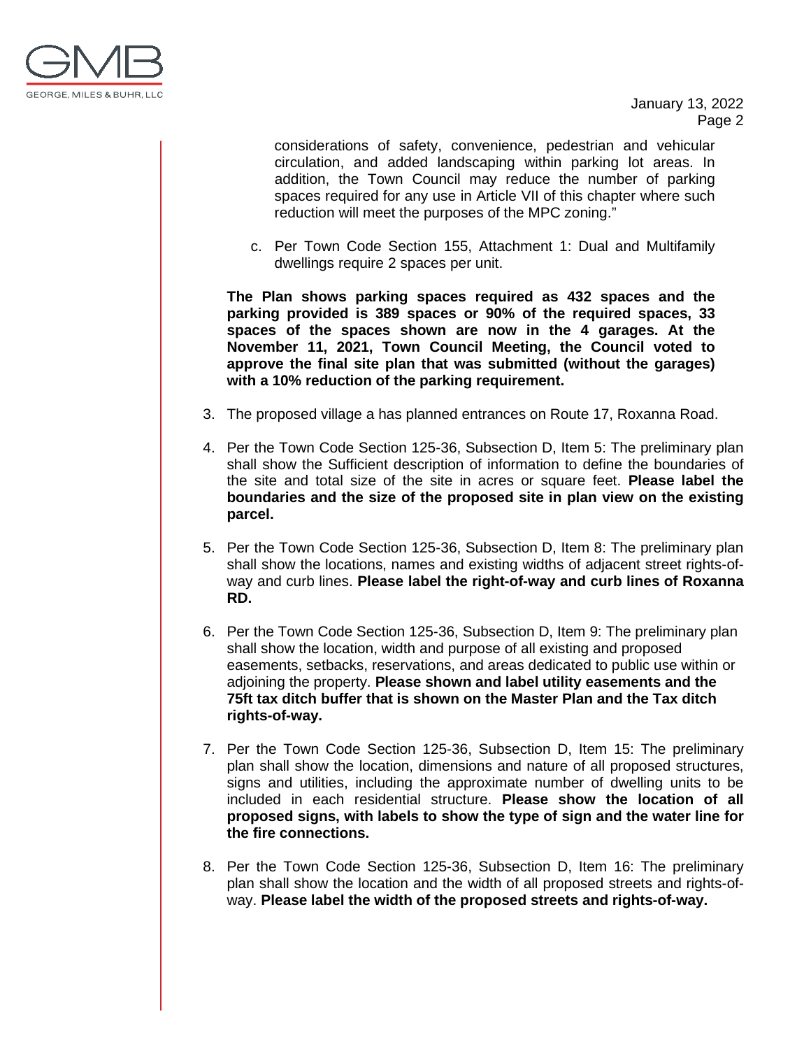considerations of safety, convenience, pedestrian and vehicular circulation, and added landscaping within parking lot areas. In addition, the Town Council may reduce the number of parking spaces required for any use in Article VII of this chapter where such reduction will meet the purposes of the MPC zoning."

c. Per Town Code Section 155, Attachment 1: Dual and Multifamily dwellings require 2 spaces per unit.

**The Plan shows parking spaces required as 432 spaces and the parking provided is 389 spaces or 90% of the required spaces, 33 spaces of the spaces shown are now in the 4 garages. At the November 11, 2021, Town Council Meeting, the Council voted to approve the final site plan that was submitted (without the garages) with a 10% reduction of the parking requirement.**

3. The proposed village a has planned entrances on Route 17, Roxanna Road.

4. Per the Town Code Section 125-36, Subsection D, Item 5: The preliminary plan shall show the Sufficient description of information to define the boundaries of the site and total size of the site in acres or square feet. **Please label the boundaries and the size of the proposed site in plan view on the existing parcel.**

5. Per the Town Code Section 125-36, Subsection D, Item 8: The preliminary plan shall show the locations, names and existing widths of adjacent street rights-of-way and curb lines. **Please label the right-of-way and curb lines of Roxanna RD.**

6. Per the Town Code Section 125-36, Subsection D, Item 9: The preliminary plan shall show the location, width and purpose of all existing and proposed easements, setbacks, reservations, and areas dedicated to public use within or adjoining the property. **Please shown and label utility easements and the 75ft tax ditch buffer that is shown on the Master Plan and the Tax ditch rights-of-way.**

7. Per the Town Code Section 125-36, Subsection D, Item 15: The preliminary plan shall show the location, dimensions and nature of all proposed structures, signs and utilities, including the approximate number of dwelling units to be included in each residential structure. **Please show the location of all proposed signs, with labels to show the type of sign and the water line for the fire connections.**

8. Per the Town Code Section 125-36, Subsection D, Item 16: The preliminary plan shall show the location and the width of all proposed streets and rights-of-way. **Please label the width of the proposed streets and rights-of-way.**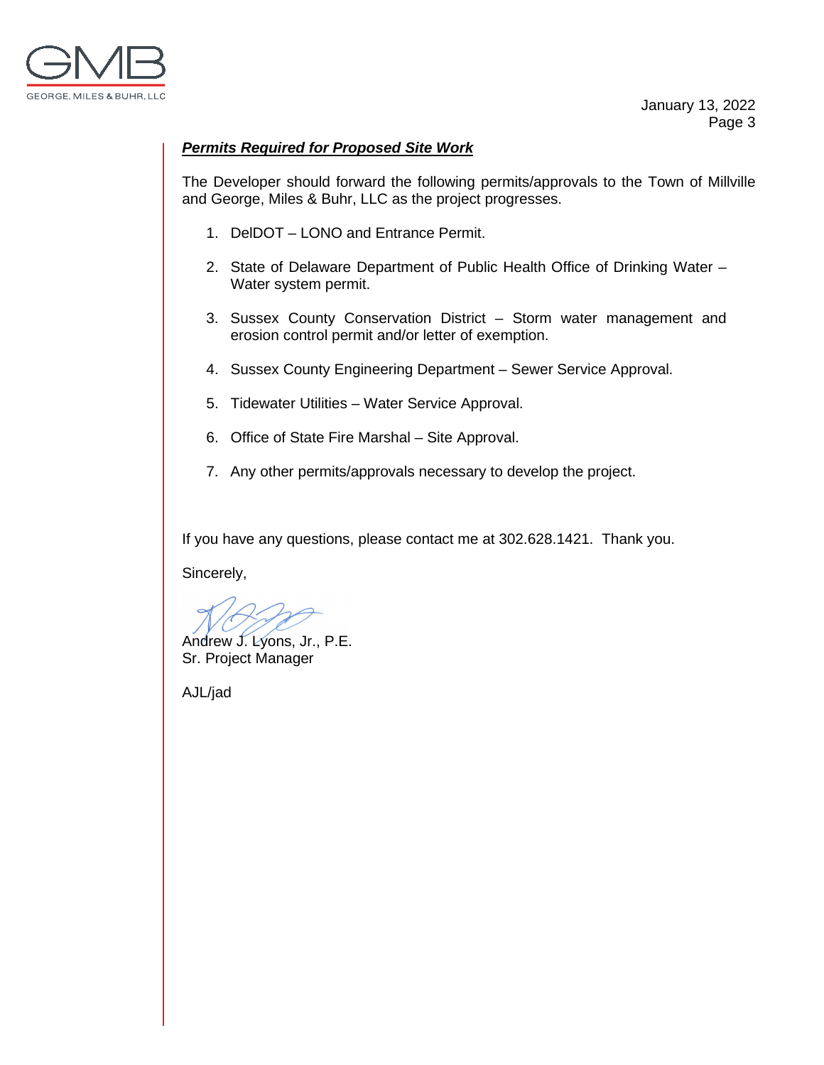***Permits Required for Proposed Site Work***

The Developer should forward the following permits/approvals to the Town of Millville and George, Miles & Buhr, LLC as the project progresses.

1. DelDOT – LONO and Entrance Permit.
2. State of Delaware Department of Public Health Office of Drinking Water – Water system permit.
3. Sussex County Conservation District – Storm water management and erosion control permit and/or letter of exemption.
4. Sussex County Engineering Department – Sewer Service Approval.
5. Tidewater Utilities – Water Service Approval.
6. Office of State Fire Marshal – Site Approval.
7. Any other permits/approvals necessary to develop the project.

If you have any questions, please contact me at 302.628.1421. Thank you.

Sincerely,

Andrew J. Lyons, Jr., P.E.
Sr. Project Manager

AJL/jad